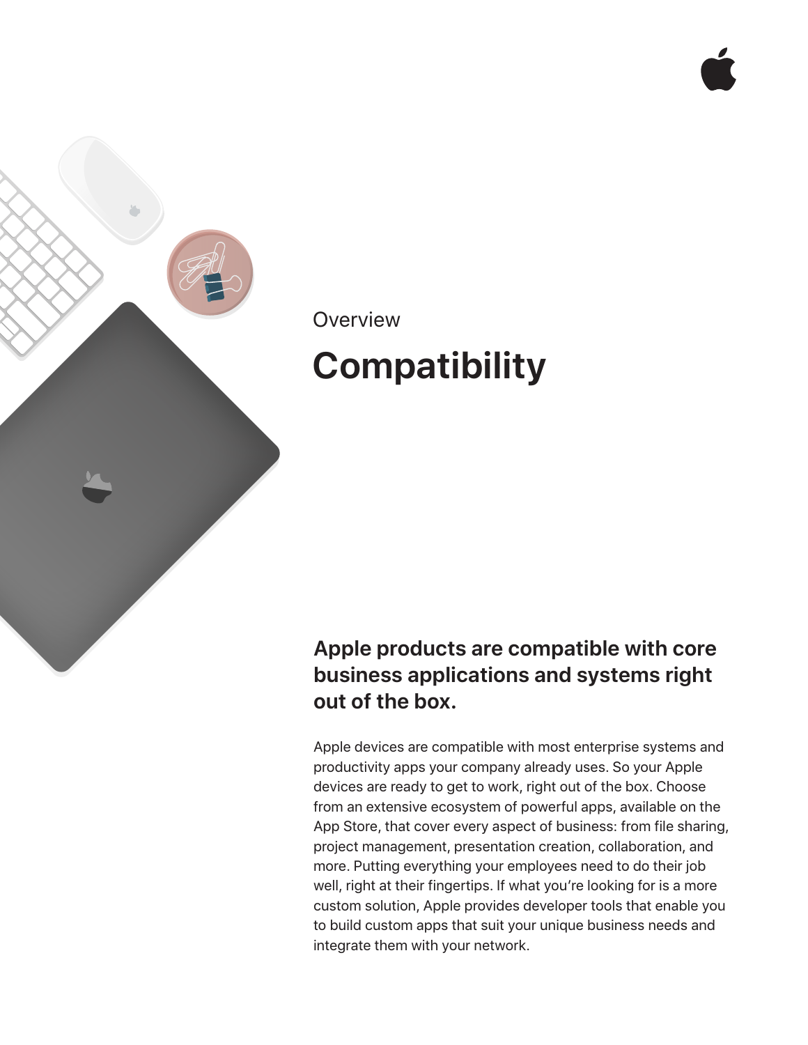Overview

# Compatibility

## Apple products are compatible with core business applications and systems right out of the box.

Apple devices are compatible with most enterprise systems and productivity apps your company already uses. So your Apple devices are ready to get to work, right out of the box. Choose from an extensive ecosystem of powerful apps, available on the App Store, that cover every aspect of business: from file sharing, project management, presentation creation, collaboration, and more. Putting everything your employees need to do their job well, right at their fingertips. If what you're looking for is a more custom solution, Apple provides developer tools that enable you to build custom apps that suit your unique business needs and integrate them with your network.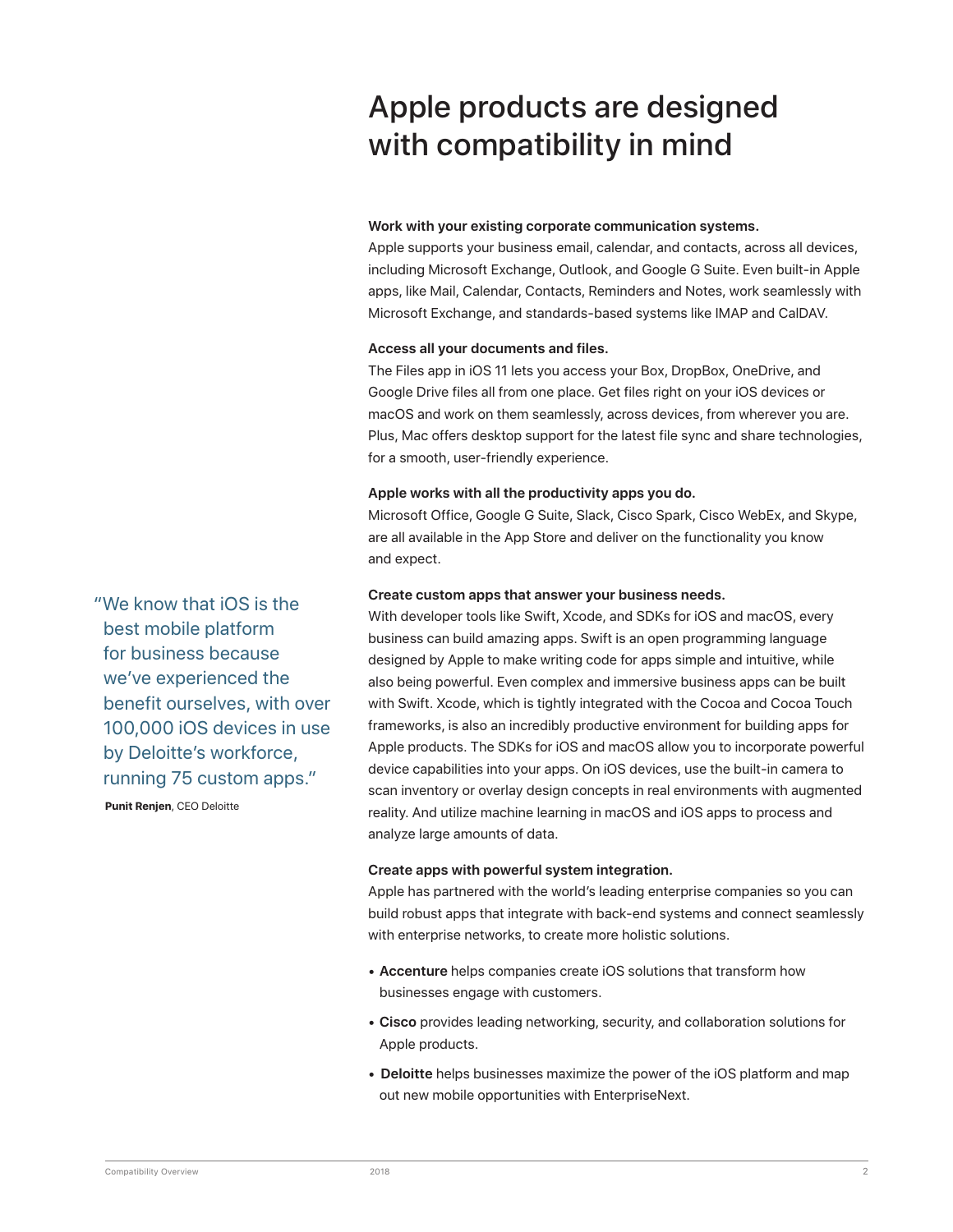# Apple products are designed with compatibility in mind

**Work with your existing corporate communication systems.**
Apple supports your business email, calendar, and contacts, across all devices, including Microsoft Exchange, Outlook, and Google G Suite. Even built-in Apple apps, like Mail, Calendar, Contacts, Reminders and Notes, work seamlessly with Microsoft Exchange, and standards-based systems like IMAP and CalDAV.

**Access all your documents and files.**
The Files app in iOS 11 lets you access your Box, DropBox, OneDrive, and Google Drive files all from one place. Get files right on your iOS devices or macOS and work on them seamlessly, across devices, from wherever you are. Plus, Mac offers desktop support for the latest file sync and share technologies, for a smooth, user-friendly experience.

**Apple works with all the productivity apps you do.**
Microsoft Office, Google G Suite, Slack, Cisco Spark, Cisco WebEx, and Skype, are all available in the App Store and deliver on the functionality you know and expect.

> "We know that iOS is the best mobile platform for business because we've experienced the benefit ourselves, with over 100,000 iOS devices in use by Deloitte's workforce, running 75 custom apps."
>
> **Punit Renjen**, CEO Deloitte

**Create custom apps that answer your business needs.**
With developer tools like Swift, Xcode, and SDKs for iOS and macOS, every business can build amazing apps. Swift is an open programming language designed by Apple to make writing code for apps simple and intuitive, while also being powerful. Even complex and immersive business apps can be built with Swift. Xcode, which is tightly integrated with the Cocoa and Cocoa Touch frameworks, is also an incredibly productive environment for building apps for Apple products. The SDKs for iOS and macOS allow you to incorporate powerful device capabilities into your apps. On iOS devices, use the built-in camera to scan inventory or overlay design concepts in real environments with augmented reality. And utilize machine learning in macOS and iOS apps to process and analyze large amounts of data.

**Create apps with powerful system integration.**
Apple has partnered with the world's leading enterprise companies so you can build robust apps that integrate with back-end systems and connect seamlessly with enterprise networks, to create more holistic solutions.

- **Accenture** helps companies create iOS solutions that transform how businesses engage with customers.
- **Cisco** provides leading networking, security, and collaboration solutions for Apple products.
- **Deloitte** helps businesses maximize the power of the iOS platform and map out new mobile opportunities with EnterpriseNext.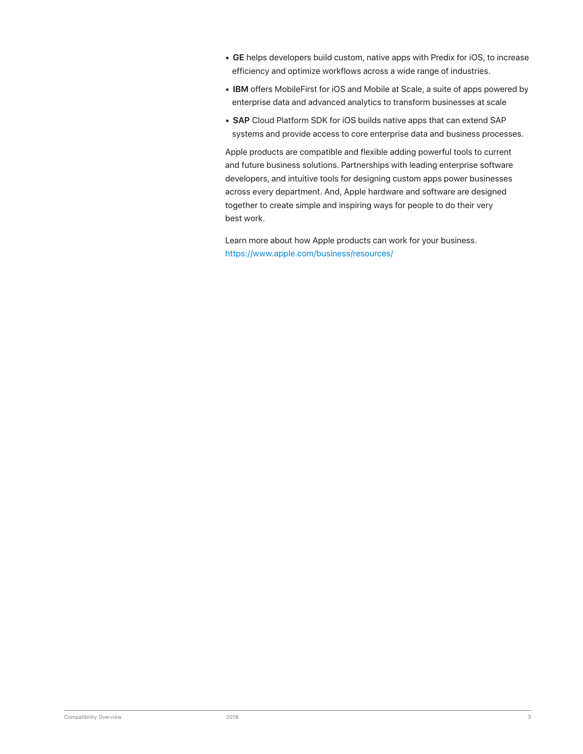- **GE** helps developers build custom, native apps with Predix for iOS, to increase efficiency and optimize workflows across a wide range of industries.
- **IBM** offers MobileFirst for iOS and Mobile at Scale, a suite of apps powered by enterprise data and advanced analytics to transform businesses at scale
- **SAP** Cloud Platform SDK for iOS builds native apps that can extend SAP systems and provide access to core enterprise data and business processes.

Apple products are compatible and flexible adding powerful tools to current and future business solutions. Partnerships with leading enterprise software developers, and intuitive tools for designing custom apps power businesses across every department. And, Apple hardware and software are designed together to create simple and inspiring ways for people to do their very best work.

Learn more about how Apple products can work for your business.
https://www.apple.com/business/resources/